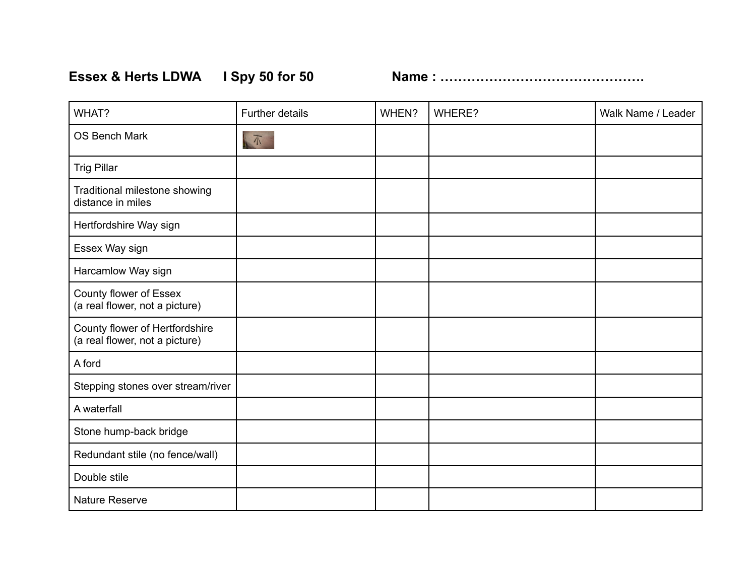**Essex & Herts LDWA I Spy 50 for 50 Name : ……………………………………….**

| WHAT? | Further details | WHEN? | WHERE? | Walk Name / Leader |
|---|---|---|---|---|
| OS Bench Mark | | | | |
| Trig Pillar | | | | |
| Traditional milestone showing distance in miles | | | | |
| Hertfordshire Way sign | | | | |
| Essex Way sign | | | | |
| Harcamlow Way sign | | | | |
| County flower of Essex (a real flower, not a picture) | | | | |
| County flower of Hertfordshire (a real flower, not a picture) | | | | |
| A ford | | | | |
| Stepping stones over stream/river | | | | |
| A waterfall | | | | |
| Stone hump-back bridge | | | | |
| Redundant stile (no fence/wall) | | | | |
| Double stile | | | | |
| Nature Reserve | | | | |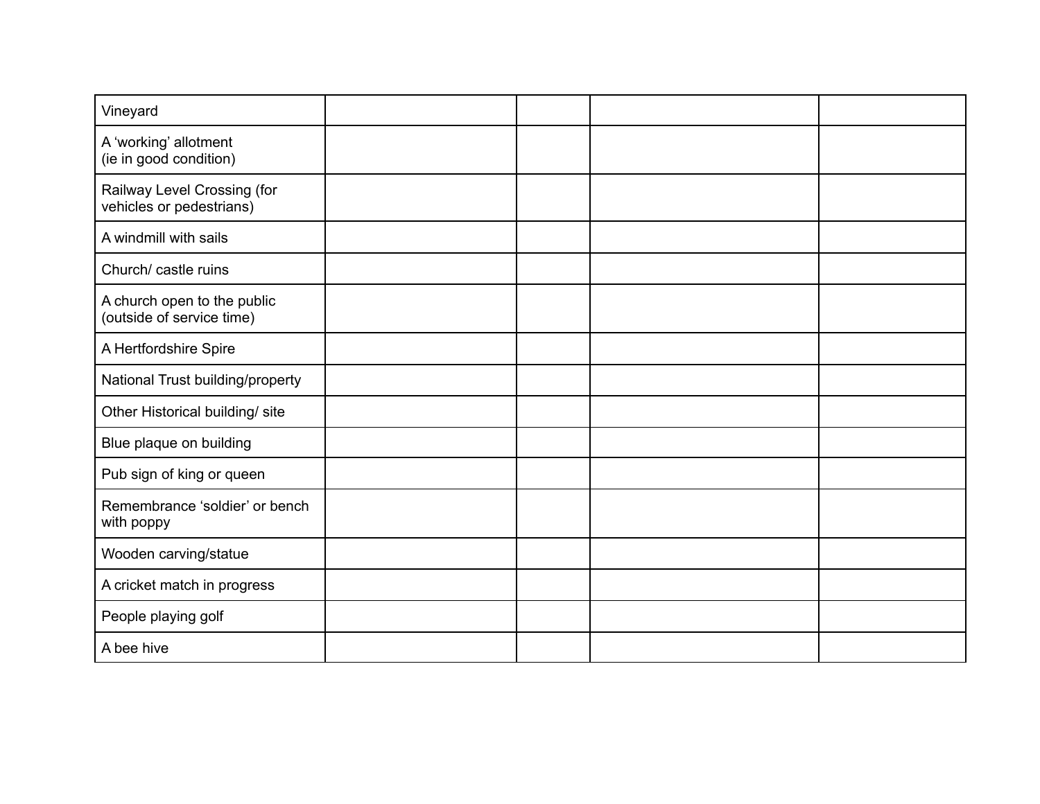| | | | | |
|---|---|---|---|---|
| Vineyard | | | | |
| A 'working' allotment (ie in good condition) | | | | |
| Railway Level Crossing (for vehicles or pedestrians) | | | | |
| A windmill with sails | | | | |
| Church/ castle ruins | | | | |
| A church open to the public (outside of service time) | | | | |
| A Hertfordshire Spire | | | | |
| National Trust building/property | | | | |
| Other Historical building/ site | | | | |
| Blue plaque on building | | | | |
| Pub sign of king or queen | | | | |
| Remembrance 'soldier' or bench with poppy | | | | |
| Wooden carving/statue | | | | |
| A cricket match in progress | | | | |
| People playing golf | | | | |
| A bee hive | | | | |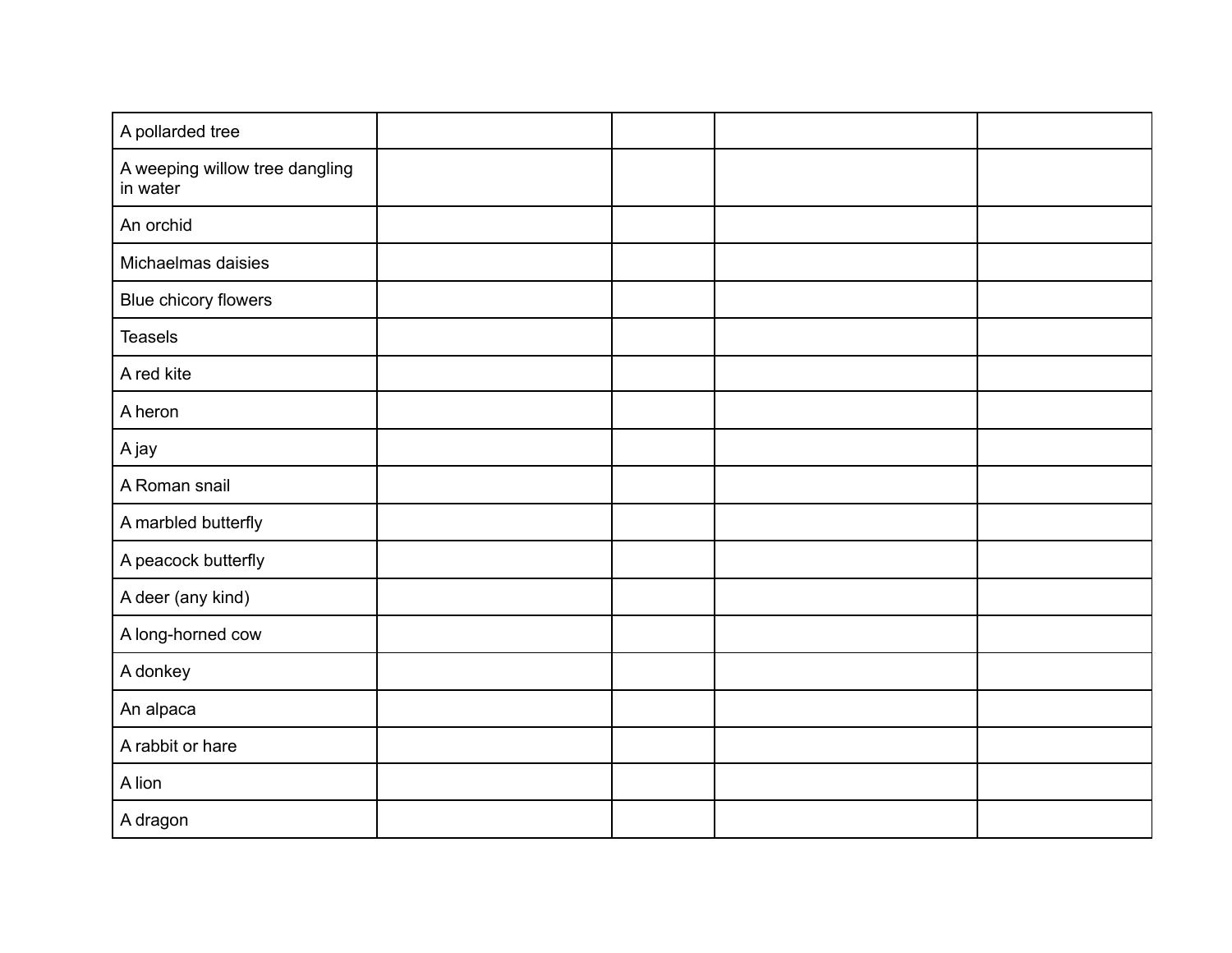| | | | | |
|---|---|---|---|---|
| A pollarded tree | | | | |
| A weeping willow tree dangling in water | | | | |
| An orchid | | | | |
| Michaelmas daisies | | | | |
| Blue chicory flowers | | | | |
| Teasels | | | | |
| A red kite | | | | |
| A heron | | | | |
| A jay | | | | |
| A Roman snail | | | | |
| A marbled butterfly | | | | |
| A peacock butterfly | | | | |
| A deer (any kind) | | | | |
| A long-horned cow | | | | |
| A donkey | | | | |
| An alpaca | | | | |
| A rabbit or hare | | | | |
| A lion | | | | |
| A dragon | | | | |